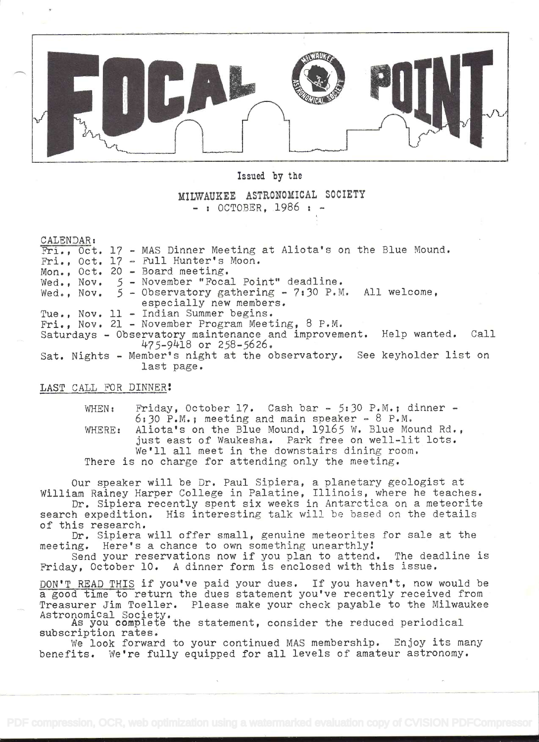# FOCAL POINT

Issued by the

MILWAUKEE ASTRONOMICAL SOCIETY
- : OCTOBER, 1986 : -

CALENDAR:

Fri., Oct. 17 - MAS Dinner Meeting at Aliota's on the Blue Mound.
Fri., Oct. 17 - Full Hunter's Moon.
Mon., Oct. 20 - Board meeting.
Wed., Nov. 5 - November "Focal Point" deadline.
Wed., Nov. 5 - Observatory gathering - 7:30 P.M. All welcome, especially new members.
Tue., Nov. 11 - Indian Summer begins.
Fri., Nov. 21 - November Program Meeting, 8 P.M.
Saturdays - Observatory maintenance and improvement. Help wanted. Call 475-9418 or 258-5626.
Sat. Nights - Member's night at the observatory. See keyholder list on last page.

LAST CALL FOR DINNER!

WHEN: Friday, October 17. Cash bar - 5:30 P.M.; dinner - 6:30 P.M.; meeting and main speaker - 8 P.M.
WHERE: Aliota's on the Blue Mound, 19165 W. Blue Mound Rd., just east of Waukesha. Park free on well-lit lots. We'll all meet in the downstairs dining room.
There is no charge for attending only the meeting.

Our speaker will be Dr. Paul Sipiera, a planetary geologist at William Rainey Harper College in Palatine, Illinois, where he teaches.
Dr. Sipiera recently spent six weeks in Antarctica on a meteorite search expedition. His interesting talk will be based on the details of this research.
Dr. Sipiera will offer small, genuine meteorites for sale at the meeting. Here's a chance to own something unearthly!
Send your reservations now if you plan to attend. The deadline is Friday, October 10. A dinner form is enclosed with this issue.

DON'T READ THIS if you've paid your dues. If you haven't, now would be a good time to return the dues statement you've recently received from Treasurer Jim Toeller. Please make your check payable to the Milwaukee Astronomical Society.
As you complete the statement, consider the reduced periodical subscription rates.
We look forward to your continued MAS membership. Enjoy its many benefits. We're fully equipped for all levels of amateur astronomy.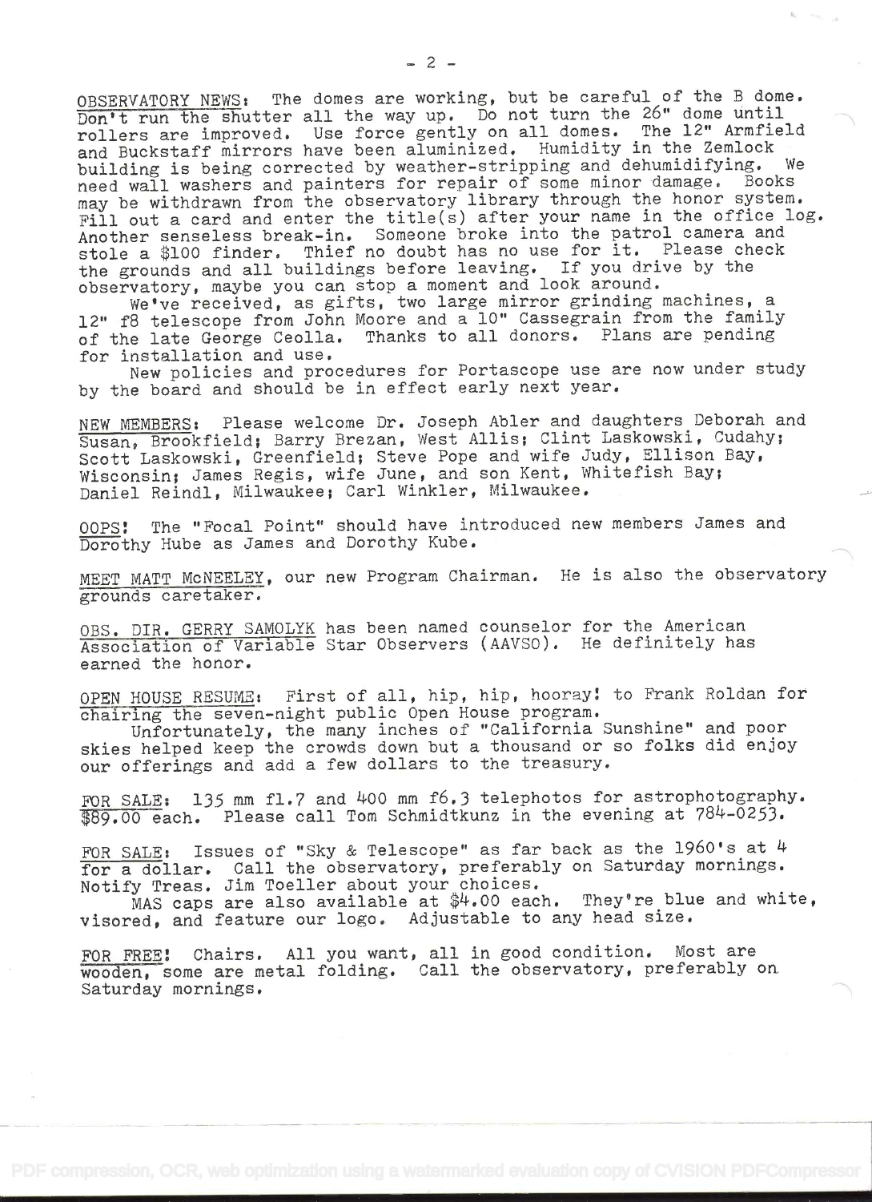OBSERVATORY NEWS: The domes are working, but be careful of the B dome. Don't run the shutter all the way up. Do not turn the 26" dome until rollers are improved. Use force gently on all domes. The 12" Armfield and Buckstaff mirrors have been aluminized. Humidity in the Zemlock building is being corrected by weather-stripping and dehumidifying. We need wall washers and painters for repair of some minor damage. Books may be withdrawn from the observatory library through the honor system. Fill out a card and enter the title(s) after your name in the office log. Another senseless break-in. Someone broke into the patrol camera and stole a $100 finder. Thief no doubt has no use for it. Please check the grounds and all buildings before leaving. If you drive by the observatory, maybe you can stop a moment and look around.

We've received, as gifts, two large mirror grinding machines, a 12" f8 telescope from John Moore and a 10" Cassegrain from the family of the late George Ceolla. Thanks to all donors. Plans are pending for installation and use.

New policies and procedures for Portascope use are now under study by the board and should be in effect early next year.

NEW MEMBERS: Please welcome Dr. Joseph Abler and daughters Deborah and Susan, Brookfield; Barry Brezan, West Allis; Clint Laskowski, Cudahy; Scott Laskowski, Greenfield; Steve Pope and wife Judy, Ellison Bay, Wisconsin; James Regis, wife June, and son Kent, Whitefish Bay; Daniel Reindl, Milwaukee; Carl Winkler, Milwaukee.

OOPS! The "Focal Point" should have introduced new members James and Dorothy Hube as James and Dorothy Kube.

MEET MATT McNEELEY, our new Program Chairman. He is also the observatory grounds caretaker.

OBS. DIR. GERRY SAMOLYK has been named counselor for the American Association of Variable Star Observers (AAVSO). He definitely has earned the honor.

OPEN HOUSE RESUME: First of all, hip, hip, hooray! to Frank Roldan for chairing the seven-night public Open House program.

Unfortunately, the many inches of "California Sunshine" and poor skies helped keep the crowds down but a thousand or so folks did enjoy our offerings and add a few dollars to the treasury.

FOR SALE: 135 mm f1.7 and 400 mm f6.3 telephotos for astrophotography. $89.00 each. Please call Tom Schmidtkunz in the evening at 784-0253.

FOR SALE: Issues of "Sky & Telescope" as far back as the 1960's at 4 for a dollar. Call the observatory, preferably on Saturday mornings. Notify Treas. Jim Toeller about your choices.

MAS caps are also available at $4.00 each. They're blue and white, visored, and feature our logo. Adjustable to any head size.

FOR FREE! Chairs. All you want, all in good condition. Most are wooden, some are metal folding. Call the observatory, preferably on Saturday mornings.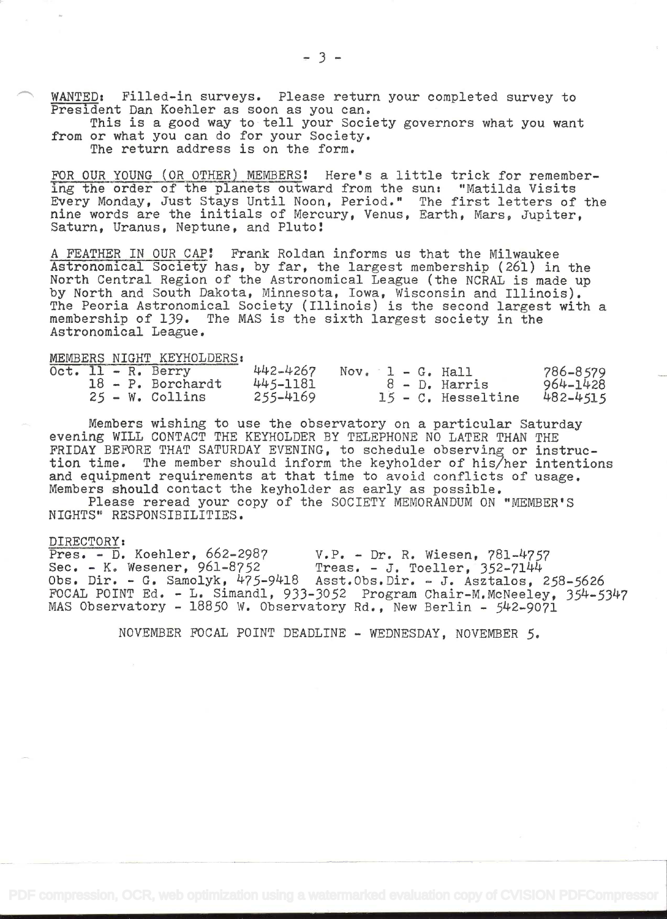WANTED: Filled-in surveys. Please return your completed survey to President Dan Koehler as soon as you can.

This is a good way to tell your Society governors what you want from or what you can do for your Society.

The return address is on the form.

FOR OUR YOUNG (OR OTHER) MEMBERS! Here's a little trick for remembering the order of the planets outward from the sun: "Matilda Visits Every Monday, Just Stays Until Noon, Period." The first letters of the nine words are the initials of Mercury, Venus, Earth, Mars, Jupiter, Saturn, Uranus, Neptune, and Pluto!

A FEATHER IN OUR CAP! Frank Roldan informs us that the Milwaukee Astronomical Society has, by far, the largest membership (261) in the North Central Region of the Astronomical League (the NCRAL is made up by North and South Dakota, Minnesota, Iowa, Wisconsin and Illinois). The Peoria Astronomical Society (Illinois) is the second largest with a membership of 139. The MAS is the sixth largest society in the Astronomical League.

MEMBERS NIGHT KEYHOLDERS:

| | | | | | |
|---|---|---|---|---|---|
| Oct. 11 | R. Berry | 442-4267 | Nov. 1 | G. Hall | 786-8579 |
| 18 | P. Borchardt | 445-1181 | 8 | D. Harris | 964-1428 |
| 25 | W. Collins | 255-4169 | 15 | C. Hesseltine | 482-4515 |

Members wishing to use the observatory on a particular Saturday evening WILL CONTACT THE KEYHOLDER BY TELEPHONE NO LATER THAN THE FRIDAY BEFORE THAT SATURDAY EVENING, to schedule observing or instruction time. The member should inform the keyholder of his/her intentions and equipment requirements at that time to avoid conflicts of usage. Members should contact the keyholder as early as possible.

Please reread your copy of the SOCIETY MEMORANDUM ON "MEMBER'S NIGHTS" RESPONSIBILITIES.

DIRECTORY:

Pres. - D. Koehler, 662-2987 V.P. - Dr. R. Wiesen, 781-4757
Sec. - K. Wesener, 961-8752 Treas. - J. Toeller, 352-7144
Obs. Dir. - G. Samolyk, 475-9418 Asst.Obs.Dir. - J. Asztalos, 258-5626
FOCAL POINT Ed. - L. Simandl, 933-3052 Program Chair-M.McNeeley, 354-5347
MAS Observatory - 18850 W. Observatory Rd., New Berlin - 542-9071

NOVEMBER FOCAL POINT DEADLINE - WEDNESDAY, NOVEMBER 5.